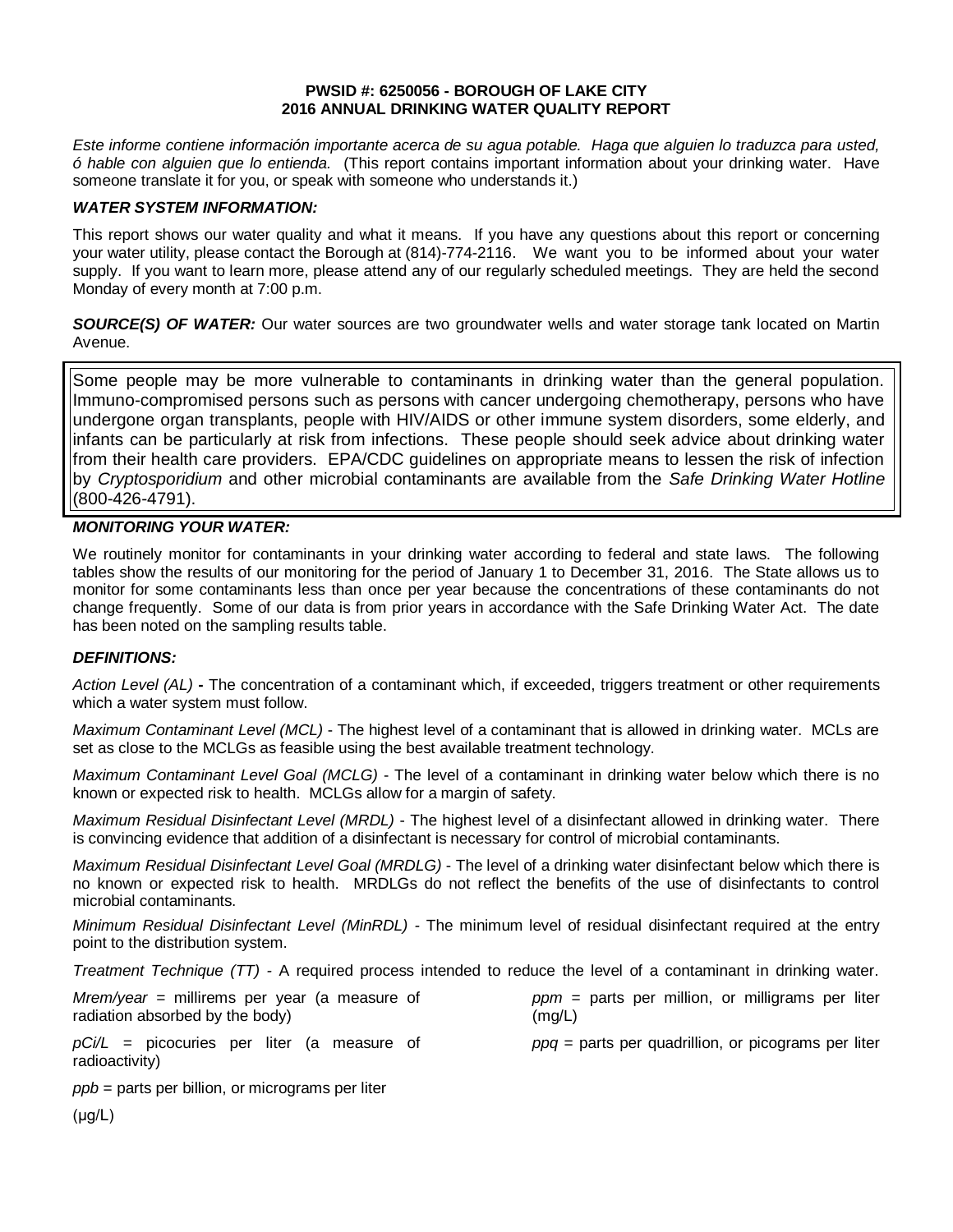**PWSID #: 6250056 - BOROUGH OF LAKE CITY**
**2016 ANNUAL DRINKING WATER QUALITY REPORT**

*Este informe contiene información importante acerca de su agua potable. Haga que alguien lo traduzca para usted, ó hable con alguien que lo entienda.* (This report contains important information about your drinking water. Have someone translate it for you, or speak with someone who understands it.)

### *WATER SYSTEM INFORMATION:*

This report shows our water quality and what it means. If you have any questions about this report or concerning your water utility, please contact the Borough at (814)-774-2116. We want you to be informed about your water supply. If you want to learn more, please attend any of our regularly scheduled meetings. They are held the second Monday of every month at 7:00 p.m.

***SOURCE(S) OF WATER:*** Our water sources are two groundwater wells and water storage tank located on Martin Avenue.

Some people may be more vulnerable to contaminants in drinking water than the general population. Immuno-compromised persons such as persons with cancer undergoing chemotherapy, persons who have undergone organ transplants, people with HIV/AIDS or other immune system disorders, some elderly, and infants can be particularly at risk from infections. These people should seek advice about drinking water from their health care providers. EPA/CDC guidelines on appropriate means to lessen the risk of infection by *Cryptosporidium* and other microbial contaminants are available from the *Safe Drinking Water Hotline* (800-426-4791).

### *MONITORING YOUR WATER:*

We routinely monitor for contaminants in your drinking water according to federal and state laws. The following tables show the results of our monitoring for the period of January 1 to December 31, 2016. The State allows us to monitor for some contaminants less than once per year because the concentrations of these contaminants do not change frequently. Some of our data is from prior years in accordance with the Safe Drinking Water Act. The date has been noted on the sampling results table.

### *DEFINITIONS:*

*Action Level (AL)* **-** The concentration of a contaminant which, if exceeded, triggers treatment or other requirements which a water system must follow.

*Maximum Contaminant Level (MCL)* - The highest level of a contaminant that is allowed in drinking water. MCLs are set as close to the MCLGs as feasible using the best available treatment technology.

*Maximum Contaminant Level Goal (MCLG)* - The level of a contaminant in drinking water below which there is no known or expected risk to health. MCLGs allow for a margin of safety.

*Maximum Residual Disinfectant Level (MRDL)* - The highest level of a disinfectant allowed in drinking water. There is convincing evidence that addition of a disinfectant is necessary for control of microbial contaminants.

*Maximum Residual Disinfectant Level Goal (MRDLG)* - The level of a drinking water disinfectant below which there is no known or expected risk to health. MRDLGs do not reflect the benefits of the use of disinfectants to control microbial contaminants.

*Minimum Residual Disinfectant Level (MinRDL)* - The minimum level of residual disinfectant required at the entry point to the distribution system.

*Treatment Technique (TT)* - A required process intended to reduce the level of a contaminant in drinking water.

*Mrem/year* = millirems per year (a measure of radiation absorbed by the body)

*pCi/L* = picocuries per liter (a measure of radioactivity)

*ppb* = parts per billion, or micrograms per liter (μg/L)

*ppm* = parts per million, or milligrams per liter (mg/L)

*ppq* = parts per quadrillion, or picograms per liter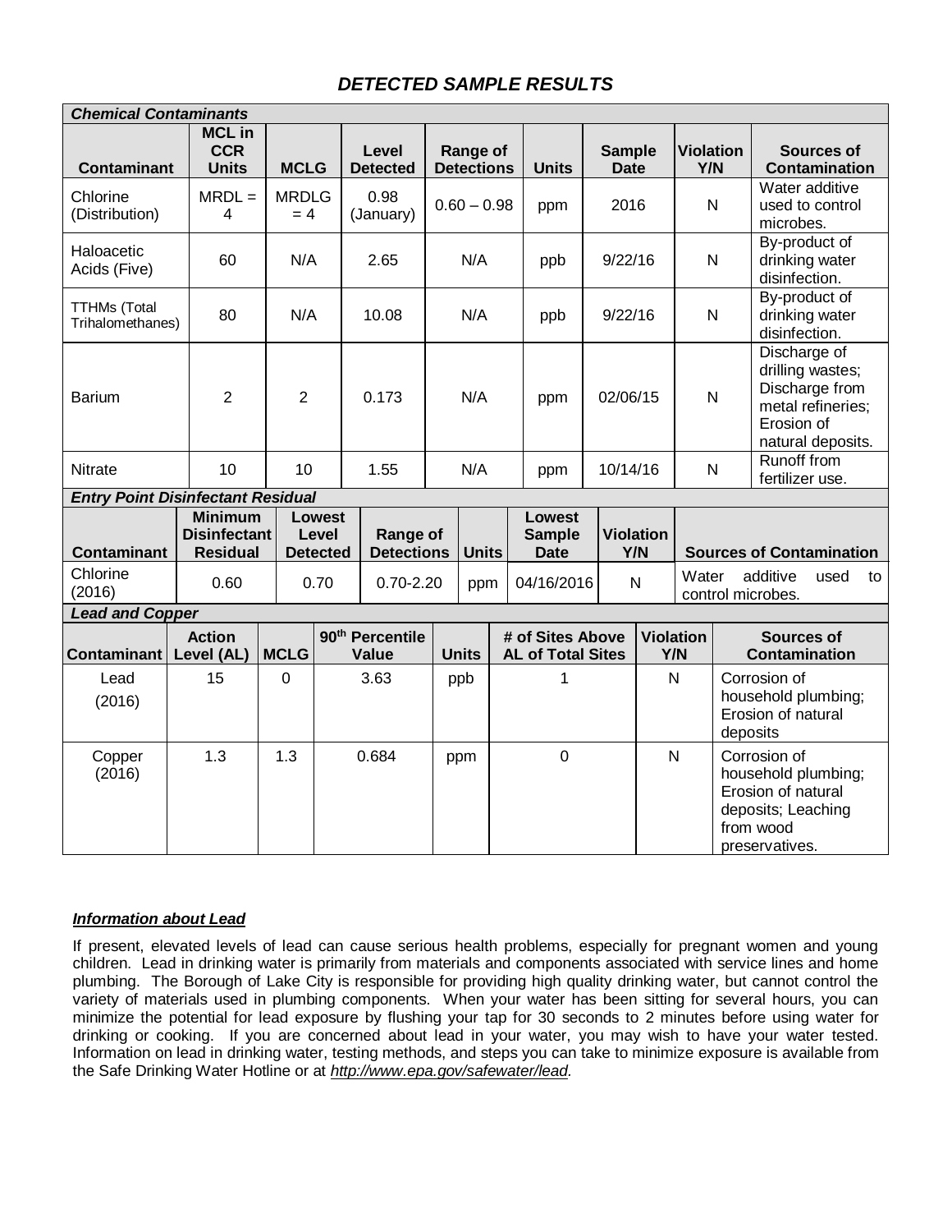## *DETECTED SAMPLE RESULTS*

| ***Chemical Contaminants*** | | | | | | | | | |
|---|---|---|---|---|---|---|---|---|---|
| **Contaminant** | **MCL in CCR Units** | **MCLG** | **Level Detected** | **Range of Detections** | **Units** | **Sample Date** | **Violation Y/N** | **Sources of Contamination** |
| Chlorine (Distribution) | MRDL = 4 | MRDLG = 4 | 0.98 (January) | 0.60 – 0.98 | ppm | 2016 | N | Water additive used to control microbes. |
| Haloacetic Acids (Five) | 60 | N/A | 2.65 | N/A | ppb | 9/22/16 | N | By-product of drinking water disinfection. |
| TTHMs (Total Trihalomethanes) | 80 | N/A | 10.08 | N/A | ppb | 9/22/16 | N | By-product of drinking water disinfection. |
| Barium | 2 | 2 | 0.173 | N/A | ppm | 02/06/15 | N | Discharge of drilling wastes; Discharge from metal refineries; Erosion of natural deposits. |
| Nitrate | 10 | 10 | 1.55 | N/A | ppm | 10/14/16 | N | Runoff from fertilizer use. |

| ***Entry Point Disinfectant Residual*** | | | | | | | |
|---|---|---|---|---|---|---|---|
| **Contaminant** | **Minimum Disinfectant Residual** | **Lowest Level Detected** | **Range of Detections** | **Units** | **Lowest Sample Date** | **Violation Y/N** | **Sources of Contamination** |
| Chlorine (2016) | 0.60 | 0.70 | 0.70-2.20 | ppm | 04/16/2016 | N | Water additive used to control microbes. |

| ***Lead and Copper*** | | | | | | | |
|---|---|---|---|---|---|---|---|
| **Contaminant** | **Action Level (AL)** | **MCLG** | **90th Percentile Value** | **Units** | **# of Sites Above AL of Total Sites** | **Violation Y/N** | **Sources of Contamination** |
| Lead (2016) | 15 | 0 | 3.63 | ppb | 1 | N | Corrosion of household plumbing; Erosion of natural deposits |
| Copper (2016) | 1.3 | 1.3 | 0.684 | ppm | 0 | N | Corrosion of household plumbing; Erosion of natural deposits; Leaching from wood preservatives. |

***Information about Lead***

If present, elevated levels of lead can cause serious health problems, especially for pregnant women and young children. Lead in drinking water is primarily from materials and components associated with service lines and home plumbing. The Borough of Lake City is responsible for providing high quality drinking water, but cannot control the variety of materials used in plumbing components. When your water has been sitting for several hours, you can minimize the potential for lead exposure by flushing your tap for 30 seconds to 2 minutes before using water for drinking or cooking. If you are concerned about lead in your water, you may wish to have your water tested. Information on lead in drinking water, testing methods, and steps you can take to minimize exposure is available from the Safe Drinking Water Hotline or at *http://www.epa.gov/safewater/lead*.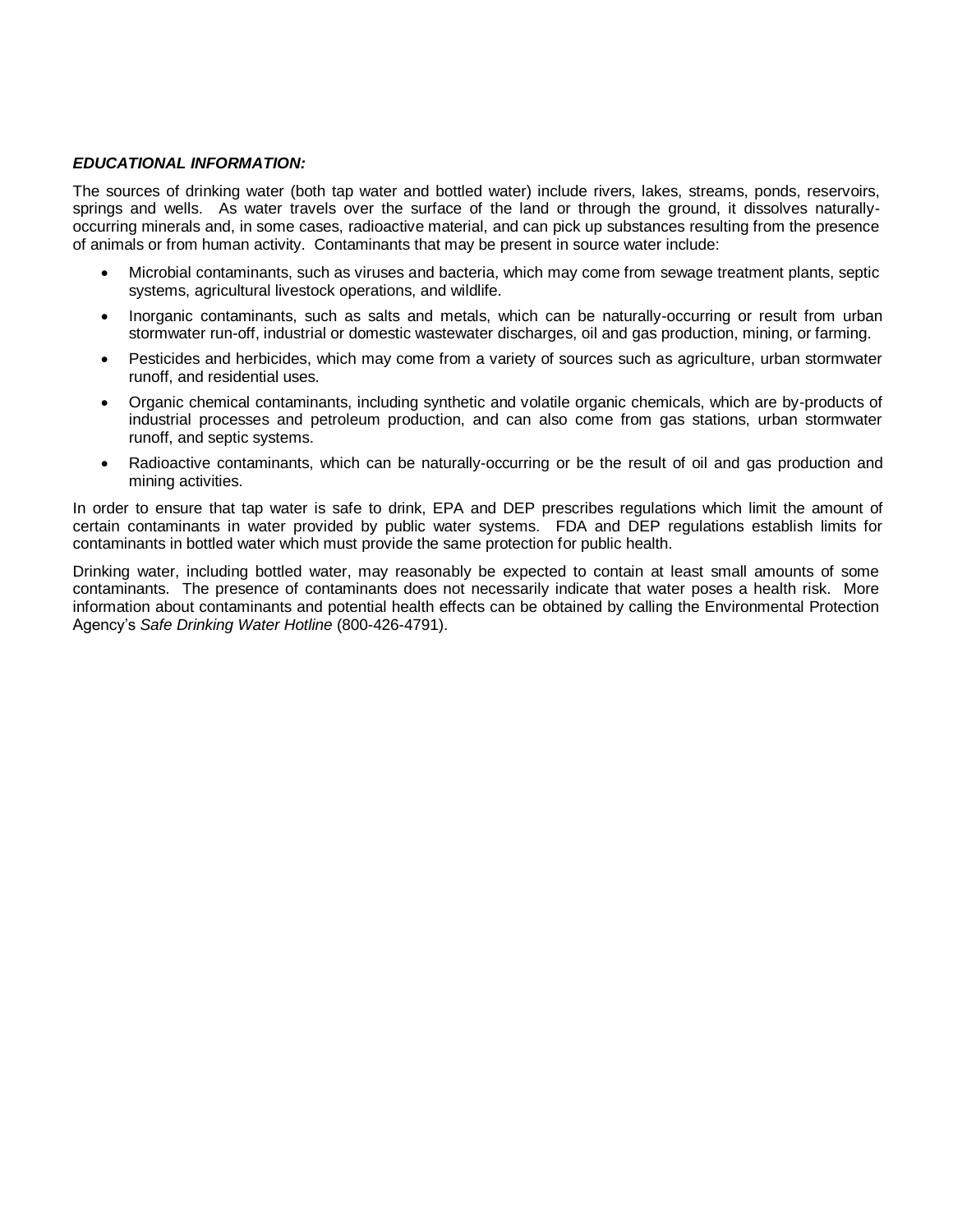***EDUCATIONAL INFORMATION:***

The sources of drinking water (both tap water and bottled water) include rivers, lakes, streams, ponds, reservoirs, springs and wells. As water travels over the surface of the land or through the ground, it dissolves naturally-occurring minerals and, in some cases, radioactive material, and can pick up substances resulting from the presence of animals or from human activity. Contaminants that may be present in source water include:

- Microbial contaminants, such as viruses and bacteria, which may come from sewage treatment plants, septic systems, agricultural livestock operations, and wildlife.
- Inorganic contaminants, such as salts and metals, which can be naturally-occurring or result from urban stormwater run-off, industrial or domestic wastewater discharges, oil and gas production, mining, or farming.
- Pesticides and herbicides, which may come from a variety of sources such as agriculture, urban stormwater runoff, and residential uses.
- Organic chemical contaminants, including synthetic and volatile organic chemicals, which are by-products of industrial processes and petroleum production, and can also come from gas stations, urban stormwater runoff, and septic systems.
- Radioactive contaminants, which can be naturally-occurring or be the result of oil and gas production and mining activities.

In order to ensure that tap water is safe to drink, EPA and DEP prescribes regulations which limit the amount of certain contaminants in water provided by public water systems. FDA and DEP regulations establish limits for contaminants in bottled water which must provide the same protection for public health.

Drinking water, including bottled water, may reasonably be expected to contain at least small amounts of some contaminants. The presence of contaminants does not necessarily indicate that water poses a health risk. More information about contaminants and potential health effects can be obtained by calling the Environmental Protection Agency's *Safe Drinking Water Hotline* (800-426-4791).